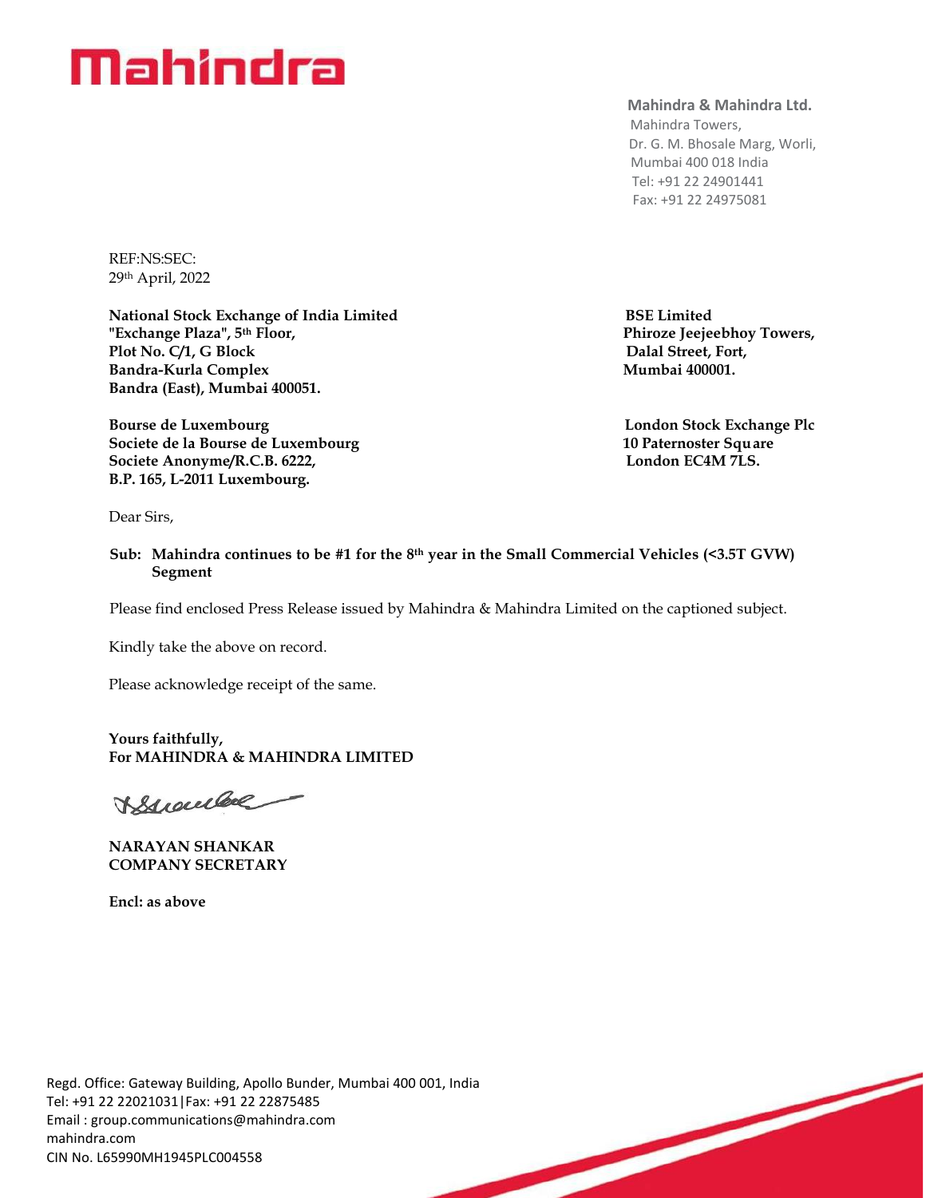# Mahindra

**Mahindra & Mahindra Ltd.**
Mahindra Towers,
Dr. G. M. Bhosale Marg, Worli,
Mumbai 400 018 India
Tel: +91 22 24901441
Fax: +91 22 24975081

REF:NS:SEC:
29th April, 2022

**National Stock Exchange of India Limited**
**"Exchange Plaza", 5th Floor,**
**Plot No. C/1, G Block**
**Bandra-Kurla Complex**
**Bandra (East), Mumbai 400051.**

**BSE Limited**
**Phiroze Jeejeebhoy Towers,**
**Dalal Street, Fort,**
**Mumbai 400001.**

**Bourse de Luxembourg**
**Societe de la Bourse de Luxembourg**
**Societe Anonyme/R.C.B. 6222,**
**B.P. 165, L-2011 Luxembourg.**

**London Stock Exchange Plc**
**10 Paternoster Square**
**London EC4M 7LS.**

Dear Sirs,

**Sub: Mahindra continues to be #1 for the 8th year in the Small Commercial Vehicles (<3.5T GVW) Segment**

Please find enclosed Press Release issued by Mahindra & Mahindra Limited on the captioned subject.

Kindly take the above on record.

Please acknowledge receipt of the same.

**Yours faithfully,**
**For MAHINDRA & MAHINDRA LIMITED**

**NARAYAN SHANKAR**
**COMPANY SECRETARY**

**Encl: as above**

Regd. Office: Gateway Building, Apollo Bunder, Mumbai 400 001, India
Tel: +91 22 22021031|Fax: +91 22 22875485
Email : group.communications@mahindra.com
mahindra.com
CIN No. L65990MH1945PLC004558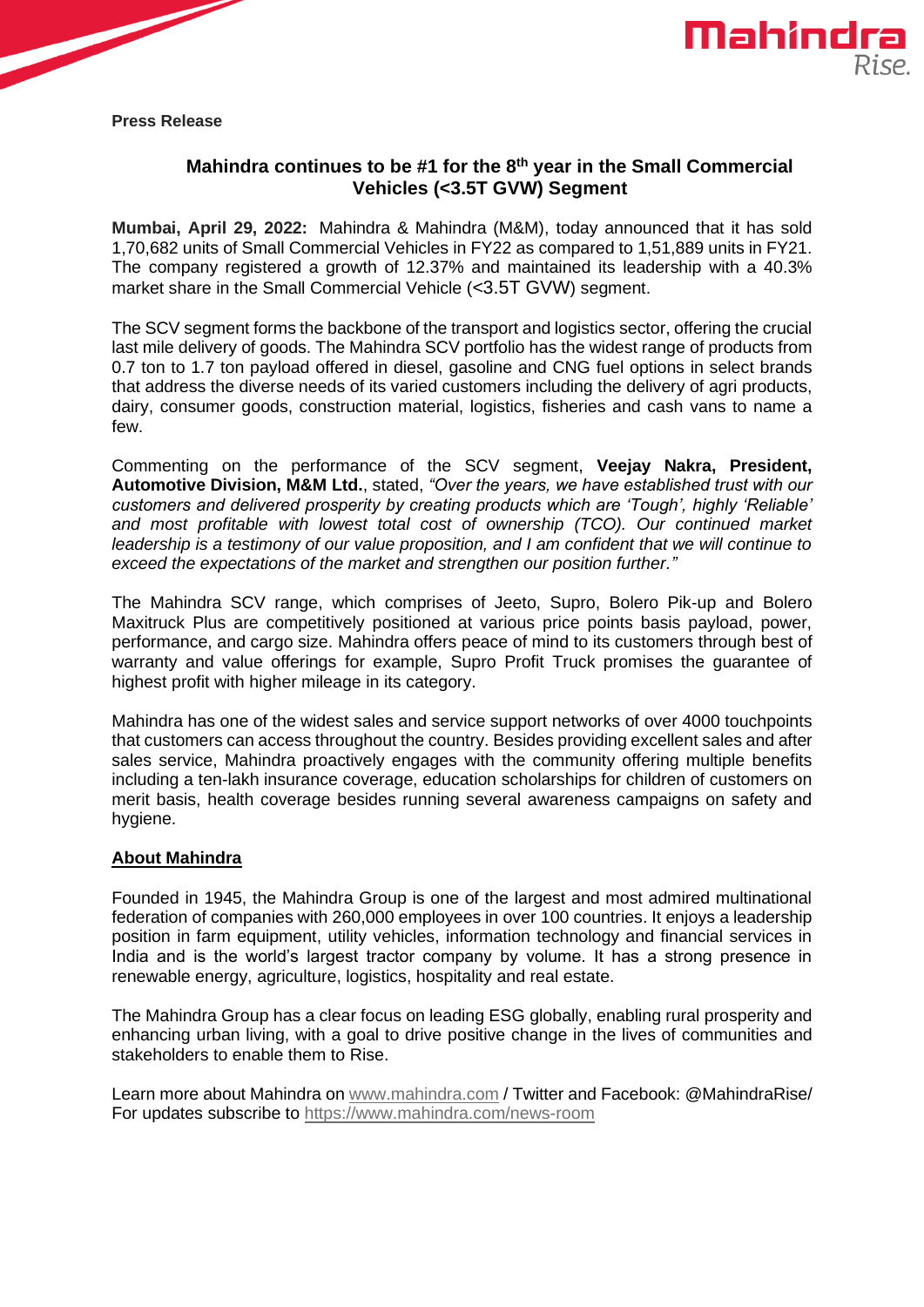**Press Release**

## Mahindra continues to be #1 for the 8th year in the Small Commercial Vehicles (<3.5T GVW) Segment

**Mumbai, April 29, 2022:** Mahindra & Mahindra (M&M), today announced that it has sold 1,70,682 units of Small Commercial Vehicles in FY22 as compared to 1,51,889 units in FY21. The company registered a growth of 12.37% and maintained its leadership with a 40.3% market share in the Small Commercial Vehicle (<3.5T GVW) segment.

The SCV segment forms the backbone of the transport and logistics sector, offering the crucial last mile delivery of goods. The Mahindra SCV portfolio has the widest range of products from 0.7 ton to 1.7 ton payload offered in diesel, gasoline and CNG fuel options in select brands that address the diverse needs of its varied customers including the delivery of agri products, dairy, consumer goods, construction material, logistics, fisheries and cash vans to name a few.

Commenting on the performance of the SCV segment, **Veejay Nakra, President, Automotive Division, M&M Ltd.**, stated, *"Over the years, we have established trust with our customers and delivered prosperity by creating products which are 'Tough', highly 'Reliable' and most profitable with lowest total cost of ownership (TCO). Our continued market leadership is a testimony of our value proposition, and I am confident that we will continue to exceed the expectations of the market and strengthen our position further."*

The Mahindra SCV range, which comprises of Jeeto, Supro, Bolero Pik-up and Bolero Maxitruck Plus are competitively positioned at various price points basis payload, power, performance, and cargo size. Mahindra offers peace of mind to its customers through best of warranty and value offerings for example, Supro Profit Truck promises the guarantee of highest profit with higher mileage in its category.

Mahindra has one of the widest sales and service support networks of over 4000 touchpoints that customers can access throughout the country. Besides providing excellent sales and after sales service, Mahindra proactively engages with the community offering multiple benefits including a ten-lakh insurance coverage, education scholarships for children of customers on merit basis, health coverage besides running several awareness campaigns on safety and hygiene.

### About Mahindra

Founded in 1945, the Mahindra Group is one of the largest and most admired multinational federation of companies with 260,000 employees in over 100 countries. It enjoys a leadership position in farm equipment, utility vehicles, information technology and financial services in India and is the world's largest tractor company by volume. It has a strong presence in renewable energy, agriculture, logistics, hospitality and real estate.

The Mahindra Group has a clear focus on leading ESG globally, enabling rural prosperity and enhancing urban living, with a goal to drive positive change in the lives of communities and stakeholders to enable them to Rise.

Learn more about Mahindra on www.mahindra.com / Twitter and Facebook: @MahindraRise/ For updates subscribe to https://www.mahindra.com/news-room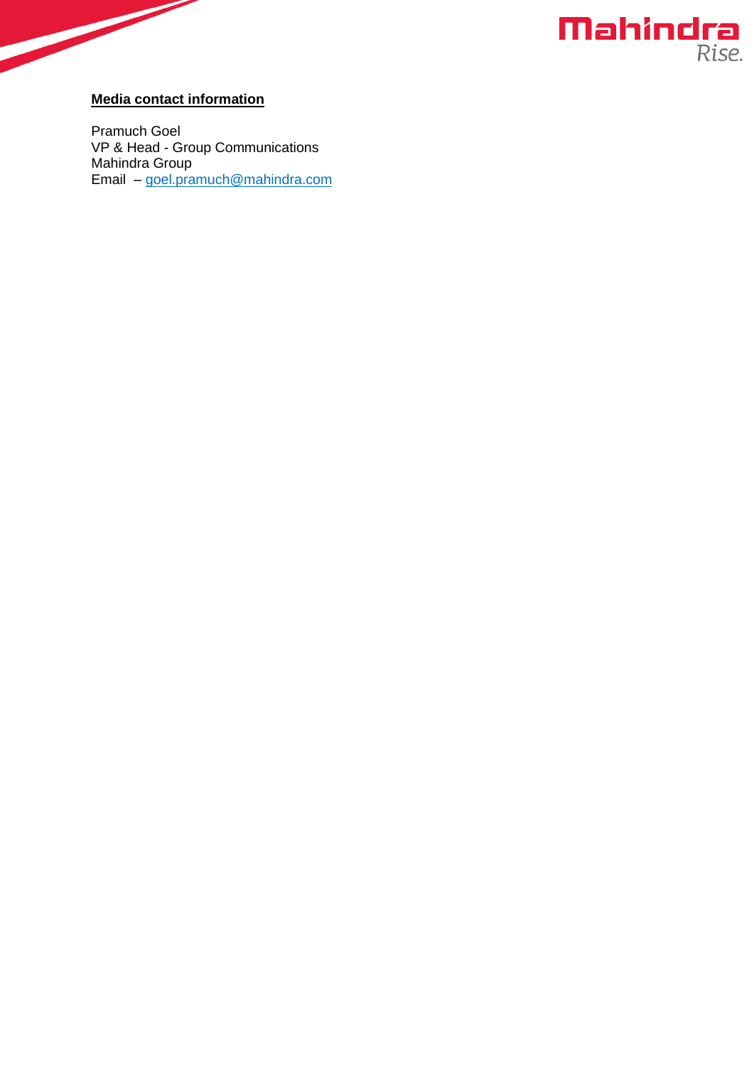**Media contact information**

Pramuch Goel  
VP & Head - Group Communications  
Mahindra Group  
Email – goel.pramuch@mahindra.com